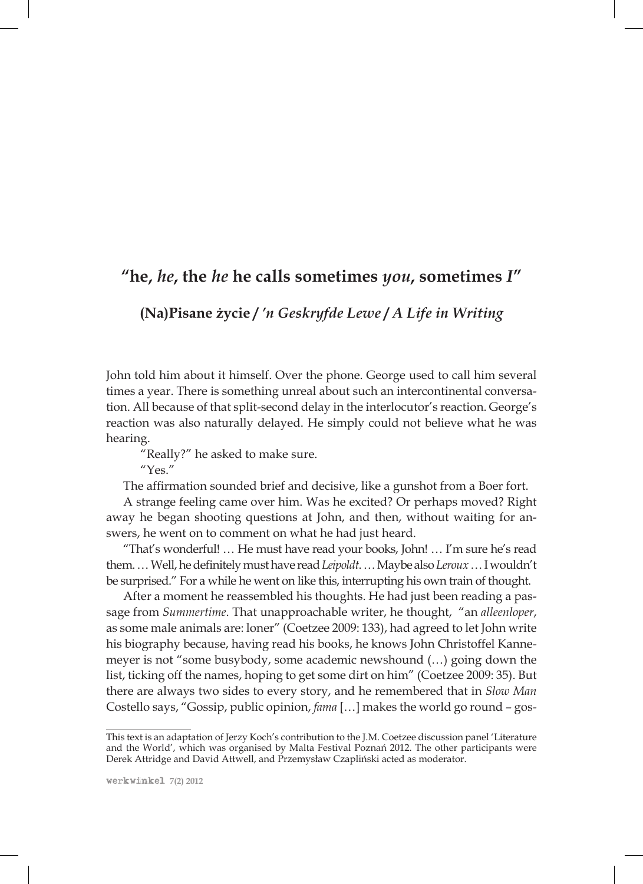# "he, *he*, the *he* he calls sometimes *you*, sometimes *I*"

## (Na)Pisane życie / *'n Geskryfde Lewe* / *A Life in Writing*

John told him about it himself. Over the phone. George used to call him several times a year. There is something unreal about such an intercontinental conversation. All because of that split-second delay in the interlocutor's reaction. George's reaction was also naturally delayed. He simply could not believe what he was hearing.

"Really?" he asked to make sure.

"Yes."

The affirmation sounded brief and decisive, like a gunshot from a Boer fort.

A strange feeling came over him. Was he excited? Or perhaps moved? Right away he began shooting questions at John, and then, without waiting for answers, he went on to comment on what he had just heard.

"That's wonderful! … He must have read your books, John! … I'm sure he's read them. … Well, he definitely must have read *Leipoldt*. … Maybe also *Leroux* … I wouldn't be surprised." For a while he went on like this, interrupting his own train of thought.

After a moment he reassembled his thoughts. He had just been reading a passage from *Summertime*. That unapproachable writer, he thought, "an *alleenloper*, as some male animals are: loner" (Coetzee 2009: 133), had agreed to let John write his biography because, having read his books, he knows John Christoffel Kannemeyer is not "some busybody, some academic newshound (…) going down the list, ticking off the names, hoping to get some dirt on him" (Coetzee 2009: 35). But there are always two sides to every story, and he remembered that in *Slow Man* Costello says, "Gossip, public opinion, *fama* […] makes the world go round – gos-

---

This text is an adaptation of Jerzy Koch's contribution to the J.M. Coetzee discussion panel 'Literature and the World', which was organised by Malta Festival Poznań 2012. The other participants were Derek Attridge and David Attwell, and Przemysław Czapliński acted as moderator.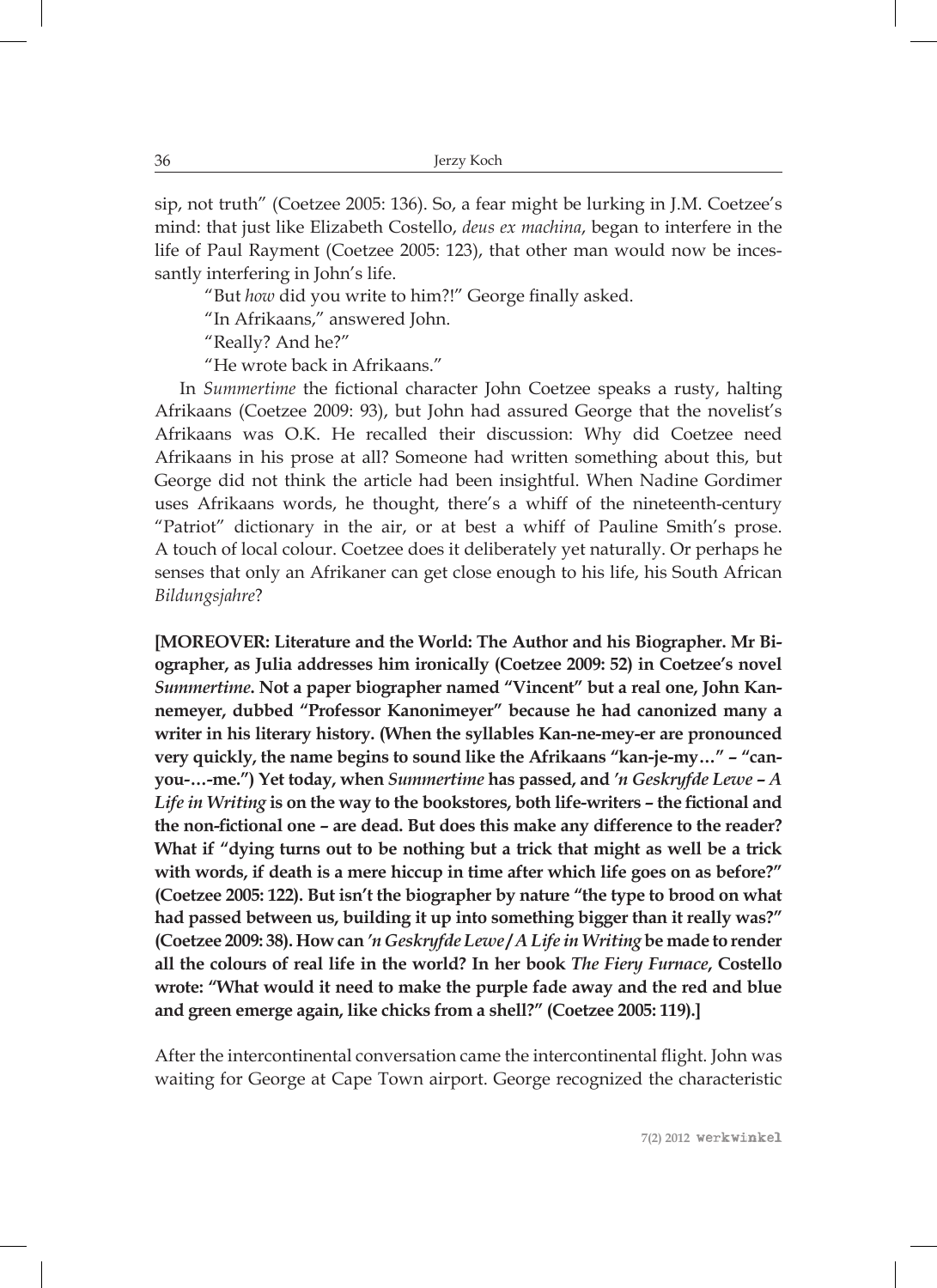sip, not truth" (Coetzee 2005: 136). So, a fear might be lurking in J.M. Coetzee's mind: that just like Elizabeth Costello, *deus ex machina*, began to interfere in the life of Paul Rayment (Coetzee 2005: 123), that other man would now be incessantly interfering in John's life.

"But *how* did you write to him?!" George finally asked.

"In Afrikaans," answered John.

"Really? And he?"

"He wrote back in Afrikaans."

In *Summertime* the fictional character John Coetzee speaks a rusty, halting Afrikaans (Coetzee 2009: 93), but John had assured George that the novelist's Afrikaans was O.K. He recalled their discussion: Why did Coetzee need Afrikaans in his prose at all? Someone had written something about this, but George did not think the article had been insightful. When Nadine Gordimer uses Afrikaans words, he thought, there's a whiff of the nineteenth-century "Patriot" dictionary in the air, or at best a whiff of Pauline Smith's prose. A touch of local colour. Coetzee does it deliberately yet naturally. Or perhaps he senses that only an Afrikaner can get close enough to his life, his South African *Bildungsjahre*?

**[MOREOVER: Literature and the World: The Author and his Biographer. Mr Biographer, as Julia addresses him ironically (Coetzee 2009: 52) in Coetzee's novel *Summertime*. Not a paper biographer named "Vincent" but a real one, John Kannemeyer, dubbed "Professor Kanonimeyer" because he had canonized many a writer in his literary history. (When the syllables Kan-ne-mey-er are pronounced very quickly, the name begins to sound like the Afrikaans "kan-je-my…" – "can-you-…-me.") Yet today, when *Summertime* has passed, and *'n Geskryfde Lewe – A Life in Writing* is on the way to the bookstores, both life-writers – the fictional and the non-fictional one – are dead. But does this make any difference to the reader? What if "dying turns out to be nothing but a trick that might as well be a trick with words, if death is a mere hiccup in time after which life goes on as before?" (Coetzee 2005: 122). But isn't the biographer by nature "the type to brood on what had passed between us, building it up into something bigger than it really was?" (Coetzee 2009: 38). How can *'n Geskryfde Lewe / A Life in Writing* be made to render all the colours of real life in the world? In her book *The Fiery Furnace*, Costello wrote: "What would it need to make the purple fade away and the red and blue and green emerge again, like chicks from a shell?" (Coetzee 2005: 119).]**

After the intercontinental conversation came the intercontinental flight. John was waiting for George at Cape Town airport. George recognized the characteristic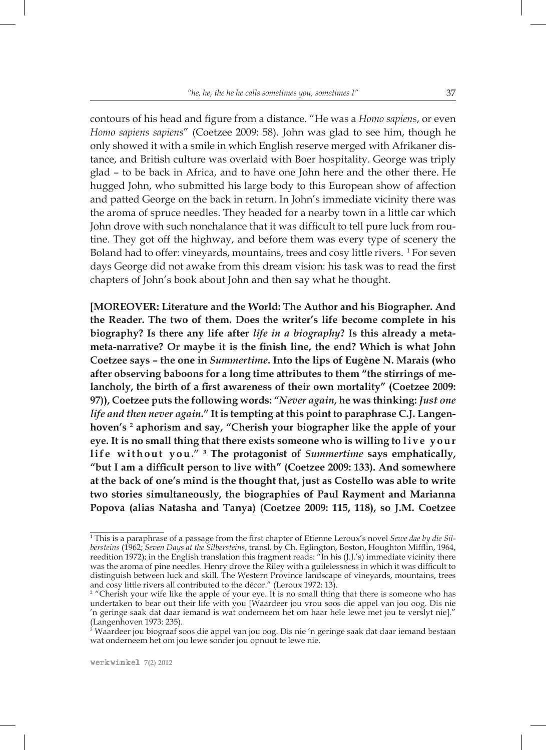contours of his head and figure from a distance. "He was a *Homo sapiens*, or even *Homo sapiens sapiens*" (Coetzee 2009: 58). John was glad to see him, though he only showed it with a smile in which English reserve merged with Afrikaner distance, and British culture was overlaid with Boer hospitality. George was triply glad – to be back in Africa, and to have one John here and the other there. He hugged John, who submitted his large body to this European show of affection and patted George on the back in return. In John's immediate vicinity there was the aroma of spruce needles. They headed for a nearby town in a little car which John drove with such nonchalance that it was difficult to tell pure luck from routine. They got off the highway, and before them was every type of scenery the Boland had to offer: vineyards, mountains, trees and cosy little rivers. [1] For seven days George did not awake from this dream vision: his task was to read the first chapters of John's book about John and then say what he thought.

**[MOREOVER: Literature and the World: The Author and his Biographer. And the Reader. The two of them. Does the writer's life become complete in his biography? Is there any life after *life in a biography*? Is this already a meta-meta-narrative? Or maybe it is the finish line, the end? Which is what John Coetzee says – the one in *Summertime*. Into the lips of Eugène N. Marais (who after observing baboons for a long time attributes to them "the stirrings of melancholy, the birth of a first awareness of their own mortality" (Coetzee 2009: 97)), Coetzee puts the following words: "*Never again*, he was thinking: *Just one life and then never again*." It is tempting at this point to paraphrase C.J. Langenhoven's [2] aphorism and say, "Cherish your biographer like the apple of your eye. It is no small thing that there exists someone who is willing to l i v e y o u r l i f e w i t h o u t y o u." [3] The protagonist of *Summertime* says emphatically, "but I am a difficult person to live with" (Coetzee 2009: 133). And somewhere at the back of one's mind is the thought that, just as Costello was able to write two stories simultaneously, the biographies of Paul Rayment and Marianna Popova (alias Natasha and Tanya) (Coetzee 2009: 115, 118), so J.M. Coetzee**

---

[1] This is a paraphrase of a passage from the first chapter of Etienne Leroux's novel *Sewe dae by die Silbersteins* (1962; *Seven Days at the Silbersteins*, transl. by Ch. Eglington, Boston, Houghton Mifflin, 1964, reedition 1972); in the English translation this fragment reads: "In his (J.J.'s) immediate vicinity there was the aroma of pine needles. Henry drove the Riley with a guilelessness in which it was difficult to distinguish between luck and skill. The Western Province landscape of vineyards, mountains, trees and cosy little rivers all contributed to the décor." (Leroux 1972: 13).

[2] "Cherish your wife like the apple of your eye. It is no small thing that there is someone who has undertaken to bear out their life with you [Waardeer jou vrou soos die appel van jou oog. Dis nie 'n geringe saak dat daar iemand is wat onderneem het om haar hele lewe met jou te verslyt nie]." (Langenhoven 1973: 235).

[3] Waardeer jou biograaf soos die appel van jou oog. Dis nie 'n geringe saak dat daar iemand bestaan wat onderneem het om jou lewe sonder jou opnuut te lewe nie.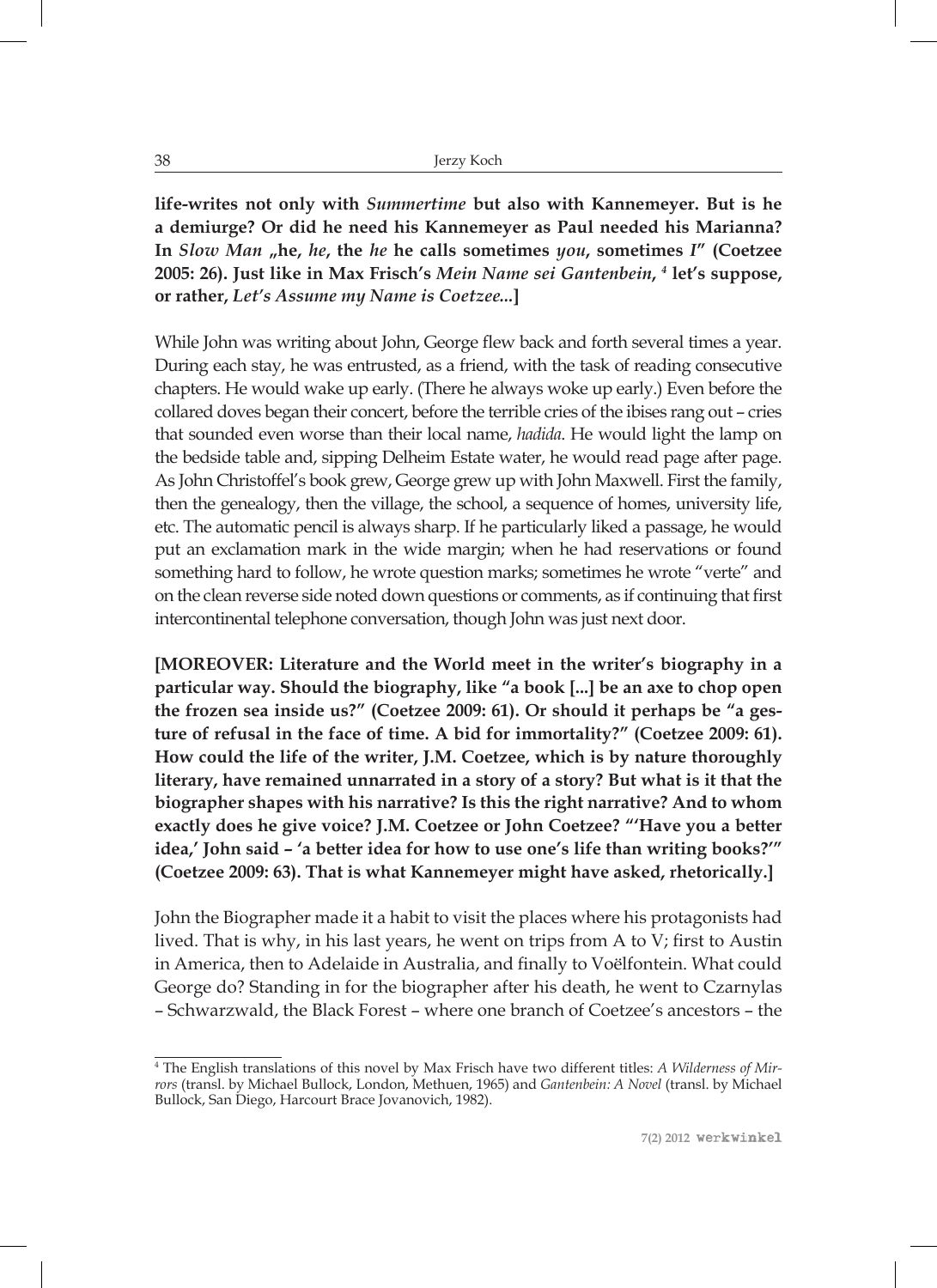**life-writes not only with *Summertime* but also with Kannemeyer. But is he a demiurge? Or did he need his Kannemeyer as Paul needed his Marianna? In *Slow Man* „he, *he*, the *he* he calls sometimes *you*, sometimes *I*" (Coetzee 2005: 26). Just like in Max Frisch's *Mein Name sei Gantenbein*, [4] let's suppose, or rather, *Let's Assume my Name is Coetzee...*]**

While John was writing about John, George flew back and forth several times a year. During each stay, he was entrusted, as a friend, with the task of reading consecutive chapters. He would wake up early. (There he always woke up early.) Even before the collared doves began their concert, before the terrible cries of the ibises rang out – cries that sounded even worse than their local name, *hadida*. He would light the lamp on the bedside table and, sipping Delheim Estate water, he would read page after page. As John Christoffel's book grew, George grew up with John Maxwell. First the family, then the genealogy, then the village, the school, a sequence of homes, university life, etc. The automatic pencil is always sharp. If he particularly liked a passage, he would put an exclamation mark in the wide margin; when he had reservations or found something hard to follow, he wrote question marks; sometimes he wrote "verte" and on the clean reverse side noted down questions or comments, as if continuing that first intercontinental telephone conversation, though John was just next door.

**[MOREOVER: Literature and the World meet in the writer's biography in a particular way. Should the biography, like "a book [...] be an axe to chop open the frozen sea inside us?" (Coetzee 2009: 61). Or should it perhaps be "a gesture of refusal in the face of time. A bid for immortality?" (Coetzee 2009: 61). How could the life of the writer, J.M. Coetzee, which is by nature thoroughly literary, have remained unnarrated in a story of a story? But what is it that the biographer shapes with his narrative? Is this the right narrative? And to whom exactly does he give voice? J.M. Coetzee or John Coetzee? "'Have you a better idea,' John said – 'a better idea for how to use one's life than writing books?'" (Coetzee 2009: 63). That is what Kannemeyer might have asked, rhetorically.]**

John the Biographer made it a habit to visit the places where his protagonists had lived. That is why, in his last years, he went on trips from A to V; first to Austin in America, then to Adelaide in Australia, and finally to Voëlfontein. What could George do? Standing in for the biographer after his death, he went to Czarnylas – Schwarzwald, the Black Forest – where one branch of Coetzee's ancestors – the

---

[4] The English translations of this novel by Max Frisch have two different titles: *A Wilderness of Mirrors* (transl. by Michael Bullock, London, Methuen, 1965) and *Gantenbein: A Novel* (transl. by Michael Bullock, San Diego, Harcourt Brace Jovanovich, 1982).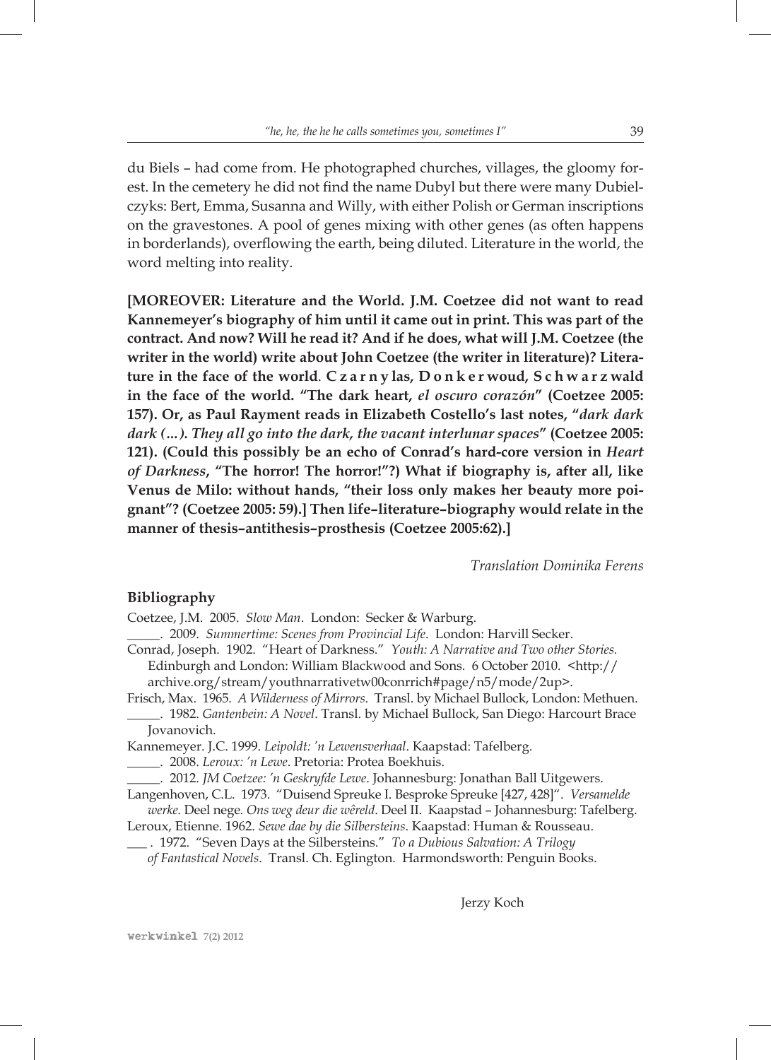du Biels – had come from. He photographed churches, villages, the gloomy forest. In the cemetery he did not find the name Dubyl but there were many Dubielczyks: Bert, Emma, Susanna and Willy, with either Polish or German inscriptions on the gravestones. A pool of genes mixing with other genes (as often happens in borderlands), overflowing the earth, being diluted. Literature in the world, the word melting into reality.

**[MOREOVER: Literature and the World. J.M. Coetzee did not want to read Kannemeyer's biography of him until it came out in print. This was part of the contract. And now? Will he read it? And if he does, what will J.M. Coetzee (the writer in the world) write about John Coetzee (the writer in literature)? Literature in the face of the world. C z a r n y las, D o n k e r woud, S c h w a r z wald in the face of the world. "The dark heart, *el oscuro corazón*" (Coetzee 2005: 157). Or, as Paul Rayment reads in Elizabeth Costello's last notes, "*dark dark dark (...). They all go into the dark, the vacant interlunar spaces*" (Coetzee 2005: 121). (Could this possibly be an echo of Conrad's hard-core version in *Heart of Darkness*, "The horror! The horror!"?) What if biography is, after all, like Venus de Milo: without hands, "their loss only makes her beauty more poignant"? (Coetzee 2005: 59).] Then life–literature–biography would relate in the manner of thesis–antithesis–prosthesis (Coetzee 2005:62).]**

*Translation Dominika Ferens*

## Bibliography

Coetzee, J.M. 2005. *Slow Man*. London: Secker & Warburg.

_____. 2009. *Summertime: Scenes from Provincial Life*. London: Harvill Secker.

Conrad, Joseph. 1902. "Heart of Darkness." *Youth: A Narrative and Two other Stories.* Edinburgh and London: William Blackwood and Sons. 6 October 2010. <http://archive.org/stream/youthnarrativetw00conrrich#page/n5/mode/2up>.

Frisch, Max. 1965. *A Wilderness of Mirrors*. Transl. by Michael Bullock, London: Methuen.

_____. 1982. *Gantenbein: A Novel*. Transl. by Michael Bullock, San Diego: Harcourt Brace Jovanovich.

Kannemeyer. J.C. 1999. *Leipoldt: 'n Lewensverhaal*. Kaapstad: Tafelberg.

_____. 2008. *Leroux: 'n Lewe*. Pretoria: Protea Boekhuis.

_____. 2012. *JM Coetzee: 'n Geskryfde Lewe*. Johannesburg: Jonathan Ball Uitgewers.

Langenhoven, C.L. 1973. "Duisend Spreuke I. Besproke Spreuke [427, 428]". *Versamelde werke.* Deel nege. *Ons weg deur die wêreld*. Deel II. Kaapstad – Johannesburg: Tafelberg.

Leroux, Etienne. 1962. *Sewe dae by die Silbersteins*. Kaapstad: Human & Rousseau.

___ . 1972. "Seven Days at the Silbersteins." *To a Dubious Salvation: A Trilogy of Fantastical Novels*. Transl. Ch. Eglington. Harmondsworth: Penguin Books.

Jerzy Koch